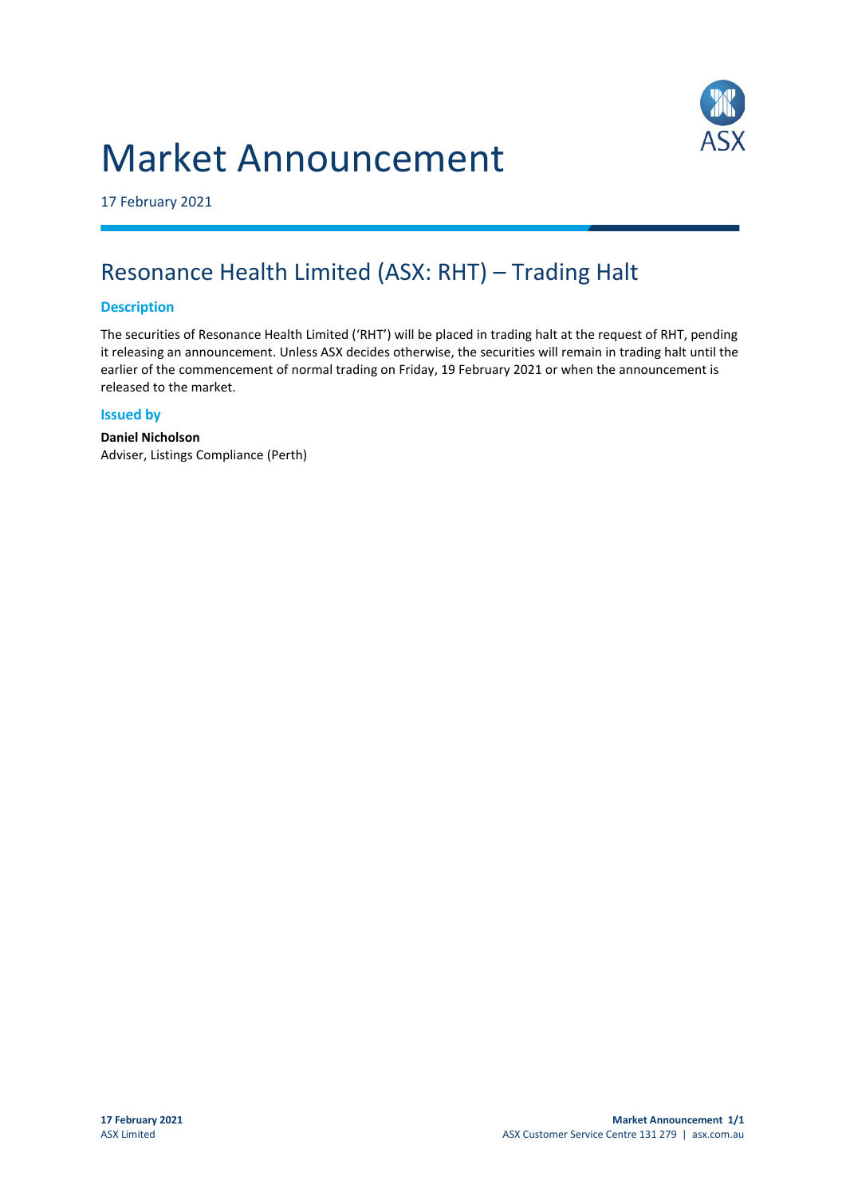# Market Announcement

17 February 2021

## Resonance Health Limited (ASX: RHT) – Trading Halt

### Description

The securities of Resonance Health Limited ('RHT') will be placed in trading halt at the request of RHT, pending it releasing an announcement. Unless ASX decides otherwise, the securities will remain in trading halt until the earlier of the commencement of normal trading on Friday, 19 February 2021 or when the announcement is released to the market.

### Issued by

**Daniel Nicholson**
Adviser, Listings Compliance (Perth)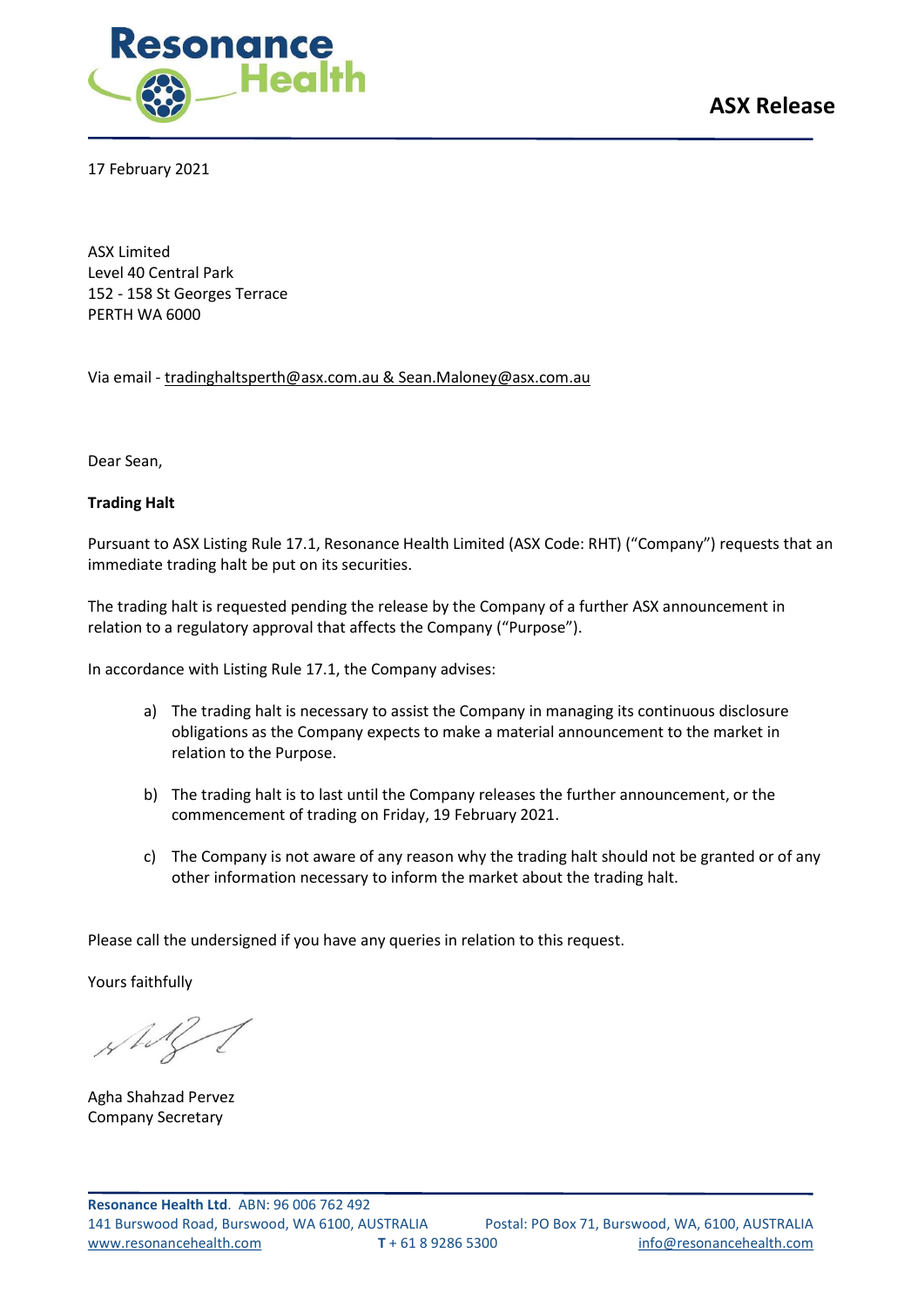**ASX Release**

17 February 2021

ASX Limited
Level 40 Central Park
152 - 158 St Georges Terrace
PERTH WA 6000

Via email - tradinghaltsperth@asx.com.au & Sean.Maloney@asx.com.au

Dear Sean,

**Trading Halt**

Pursuant to ASX Listing Rule 17.1, Resonance Health Limited (ASX Code: RHT) ("Company") requests that an immediate trading halt be put on its securities.

The trading halt is requested pending the release by the Company of a further ASX announcement in relation to a regulatory approval that affects the Company ("Purpose").

In accordance with Listing Rule 17.1, the Company advises:

a) The trading halt is necessary to assist the Company in managing its continuous disclosure obligations as the Company expects to make a material announcement to the market in relation to the Purpose.

b) The trading halt is to last until the Company releases the further announcement, or the commencement of trading on Friday, 19 February 2021.

c) The Company is not aware of any reason why the trading halt should not be granted or of any other information necessary to inform the market about the trading halt.

Please call the undersigned if you have any queries in relation to this request.

Yours faithfully

Agha Shahzad Pervez
Company Secretary

**Resonance Health Ltd**. ABN: 96 006 762 492
141 Burswood Road, Burswood, WA 6100, AUSTRALIA
Postal: PO Box 71, Burswood, WA, 6100, AUSTRALIA
www.resonancehealth.com
**T** + 61 8 9286 5300
info@resonancehealth.com